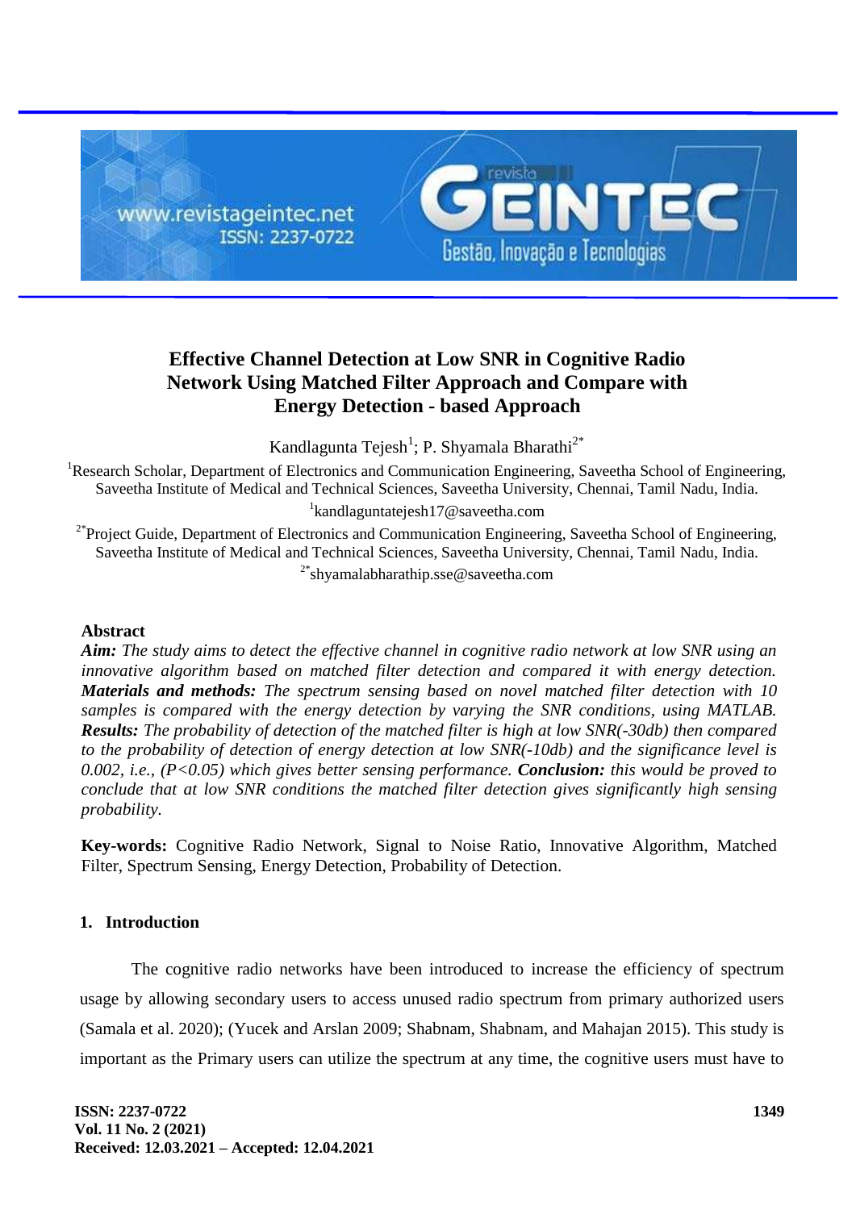# Effective Channel Detection at Low SNR in Cognitive Radio Network Using Matched Filter Approach and Compare with Energy Detection - based Approach

Kandlagunta Tejesh[1]; P. Shyamala Bharathi[2*]

[1]Research Scholar, Department of Electronics and Communication Engineering, Saveetha School of Engineering, Saveetha Institute of Medical and Technical Sciences, Saveetha University, Chennai, Tamil Nadu, India.
[1]kandlaguntatejesh17@saveetha.com

[2*]Project Guide, Department of Electronics and Communication Engineering, Saveetha School of Engineering, Saveetha Institute of Medical and Technical Sciences, Saveetha University, Chennai, Tamil Nadu, India.
[2*]shyamalabharathip.sse@saveetha.com

## Abstract

***Aim:*** *The study aims to detect the effective channel in cognitive radio network at low SNR using an innovative algorithm based on matched filter detection and compared it with energy detection.* ***Materials and methods:*** *The spectrum sensing based on novel matched filter detection with 10 samples is compared with the energy detection by varying the SNR conditions, using MATLAB.* ***Results:*** *The probability of detection of the matched filter is high at low SNR(-30db) then compared to the probability of detection of energy detection at low SNR(-10db) and the significance level is 0.002, i.e., (P<0.05) which gives better sensing performance.* ***Conclusion:*** *this would be proved to conclude that at low SNR conditions the matched filter detection gives significantly high sensing probability.*

**Key-words:** Cognitive Radio Network, Signal to Noise Ratio, Innovative Algorithm, Matched Filter, Spectrum Sensing, Energy Detection, Probability of Detection.

## 1. Introduction

The cognitive radio networks have been introduced to increase the efficiency of spectrum usage by allowing secondary users to access unused radio spectrum from primary authorized users (Samala et al. 2020); (Yucek and Arslan 2009; Shabnam, Shabnam, and Mahajan 2015). This study is important as the Primary users can utilize the spectrum at any time, the cognitive users must have to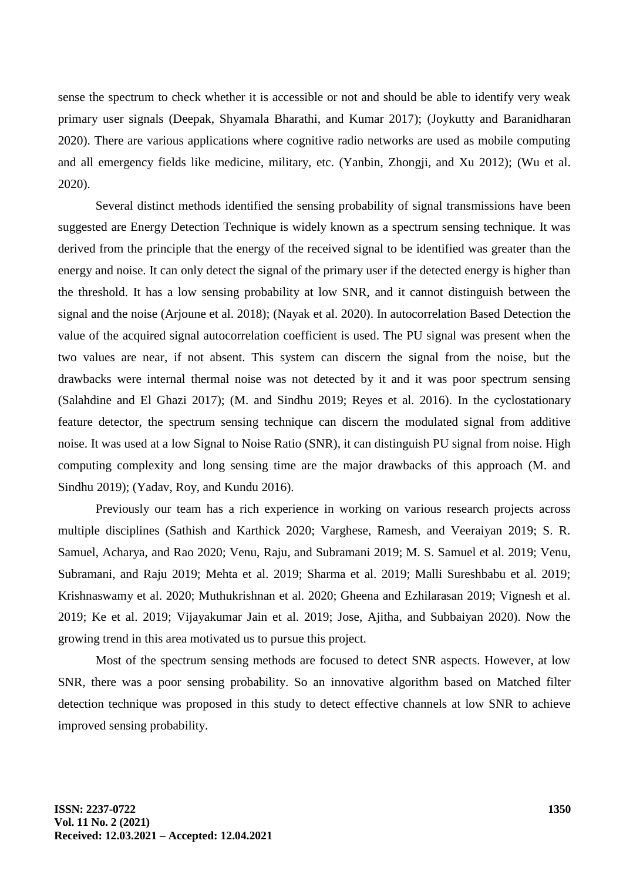sense the spectrum to check whether it is accessible or not and should be able to identify very weak primary user signals (Deepak, Shyamala Bharathi, and Kumar 2017); (Joykutty and Baranidharan 2020). There are various applications where cognitive radio networks are used as mobile computing and all emergency fields like medicine, military, etc. (Yanbin, Zhongji, and Xu 2012); (Wu et al. 2020).

Several distinct methods identified the sensing probability of signal transmissions have been suggested are Energy Detection Technique is widely known as a spectrum sensing technique. It was derived from the principle that the energy of the received signal to be identified was greater than the energy and noise. It can only detect the signal of the primary user if the detected energy is higher than the threshold. It has a low sensing probability at low SNR, and it cannot distinguish between the signal and the noise (Arjoune et al. 2018); (Nayak et al. 2020). In autocorrelation Based Detection the value of the acquired signal autocorrelation coefficient is used. The PU signal was present when the two values are near, if not absent. This system can discern the signal from the noise, but the drawbacks were internal thermal noise was not detected by it and it was poor spectrum sensing (Salahdine and El Ghazi 2017); (M. and Sindhu 2019; Reyes et al. 2016). In the cyclostationary feature detector, the spectrum sensing technique can discern the modulated signal from additive noise. It was used at a low Signal to Noise Ratio (SNR), it can distinguish PU signal from noise. High computing complexity and long sensing time are the major drawbacks of this approach (M. and Sindhu 2019); (Yadav, Roy, and Kundu 2016).

Previously our team has a rich experience in working on various research projects across multiple disciplines (Sathish and Karthick 2020; Varghese, Ramesh, and Veeraiyan 2019; S. R. Samuel, Acharya, and Rao 2020; Venu, Raju, and Subramani 2019; M. S. Samuel et al. 2019; Venu, Subramani, and Raju 2019; Mehta et al. 2019; Sharma et al. 2019; Malli Sureshbabu et al. 2019; Krishnaswamy et al. 2020; Muthukrishnan et al. 2020; Gheena and Ezhilarasan 2019; Vignesh et al. 2019; Ke et al. 2019; Vijayakumar Jain et al. 2019; Jose, Ajitha, and Subbaiyan 2020). Now the growing trend in this area motivated us to pursue this project.

Most of the spectrum sensing methods are focused to detect SNR aspects. However, at low SNR, there was a poor sensing probability. So an innovative algorithm based on Matched filter detection technique was proposed in this study to detect effective channels at low SNR to achieve improved sensing probability.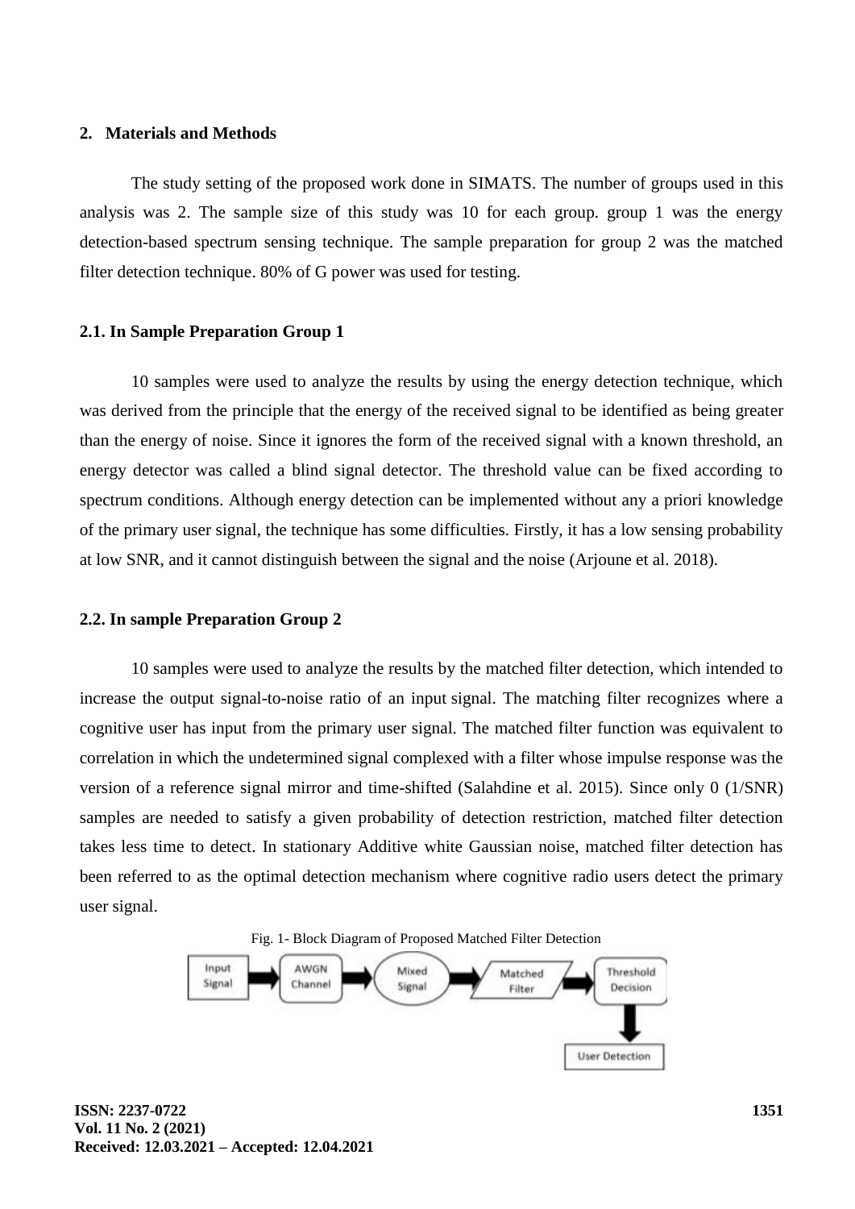## 2. Materials and Methods

The study setting of the proposed work done in SIMATS. The number of groups used in this analysis was 2. The sample size of this study was 10 for each group. group 1 was the energy detection-based spectrum sensing technique. The sample preparation for group 2 was the matched filter detection technique. 80% of G power was used for testing.

### 2.1. In Sample Preparation Group 1

10 samples were used to analyze the results by using the energy detection technique, which was derived from the principle that the energy of the received signal to be identified as being greater than the energy of noise. Since it ignores the form of the received signal with a known threshold, an energy detector was called a blind signal detector. The threshold value can be fixed according to spectrum conditions. Although energy detection can be implemented without any a priori knowledge of the primary user signal, the technique has some difficulties. Firstly, it has a low sensing probability at low SNR, and it cannot distinguish between the signal and the noise (Arjoune et al. 2018).

### 2.2. In sample Preparation Group 2

10 samples were used to analyze the results by the matched filter detection, which intended to increase the output signal-to-noise ratio of an input signal. The matching filter recognizes where a cognitive user has input from the primary user signal. The matched filter function was equivalent to correlation in which the undetermined signal complexed with a filter whose impulse response was the version of a reference signal mirror and time-shifted (Salahdine et al. 2015). Since only 0 (1/SNR) samples are needed to satisfy a given probability of detection restriction, matched filter detection takes less time to detect. In stationary Additive white Gaussian noise, matched filter detection has been referred to as the optimal detection mechanism where cognitive radio users detect the primary user signal.

Fig. 1- Block Diagram of Proposed Matched Filter Detection

Input Signal → AWGN Channel → Mixed Signal → Matched Filter → Threshold Decision → User Detection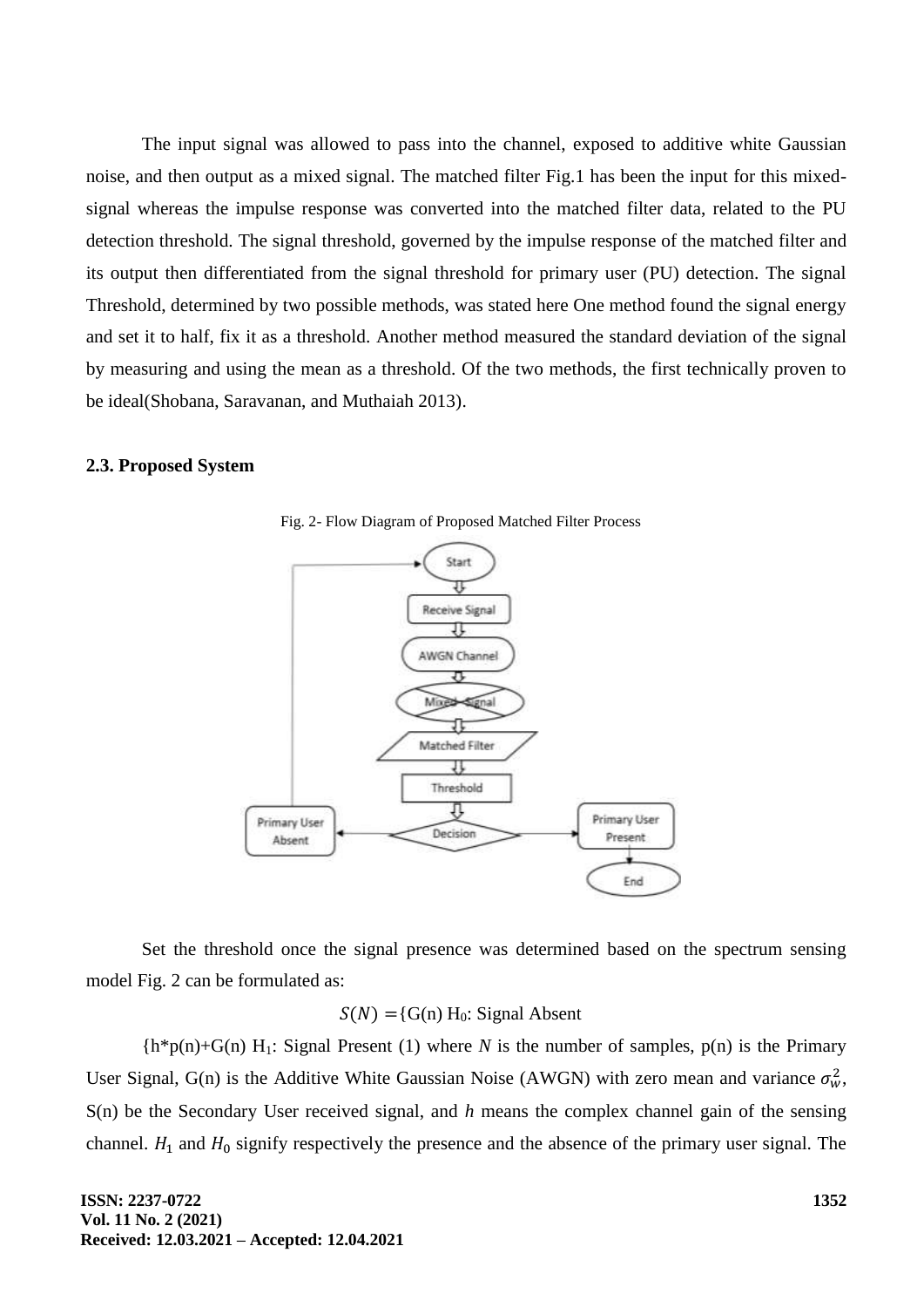The input signal was allowed to pass into the channel, exposed to additive white Gaussian noise, and then output as a mixed signal. The matched filter Fig.1 has been the input for this mixed-signal whereas the impulse response was converted into the matched filter data, related to the PU detection threshold. The signal threshold, governed by the impulse response of the matched filter and its output then differentiated from the signal threshold for primary user (PU) detection. The signal Threshold, determined by two possible methods, was stated here One method found the signal energy and set it to half, fix it as a threshold. Another method measured the standard deviation of the signal by measuring and using the mean as a threshold. Of the two methods, the first technically proven to be ideal(Shobana, Saravanan, and Muthaiah 2013).

### 2.3. Proposed System

Fig. 2- Flow Diagram of Proposed Matched Filter Process

Start → Receive Signal → AWGN Channel → Mixed Signal → Matched Filter → Threshold → Decision → Primary User Absent (returns to Start) / Primary User Present → End

Set the threshold once the signal presence was determined based on the spectrum sensing model Fig. 2 can be formulated as:

$$S(N) = \{G(n) \; H_0\text{: Signal Absent}$$

{h*p(n)+G(n) $H_1$: Signal Present (1) where $N$ is the number of samples, p(n) is the Primary User Signal, G(n) is the Additive White Gaussian Noise (AWGN) with zero mean and variance $\sigma_w^2$, S(n) be the Secondary User received signal, and $h$ means the complex channel gain of the sensing channel. $H_1$ and $H_0$ signify respectively the presence and the absence of the primary user signal. The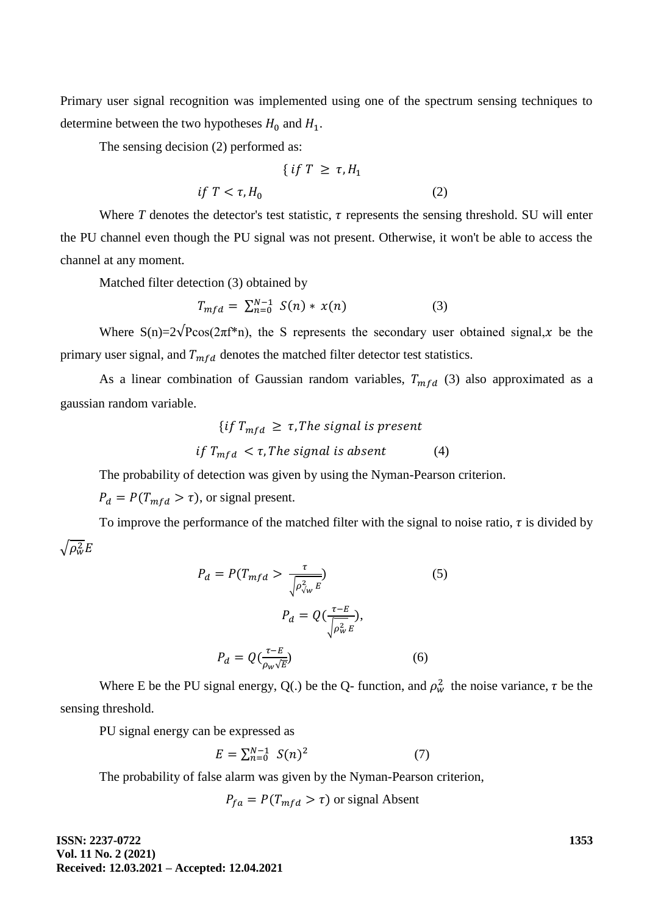Primary user signal recognition was implemented using one of the spectrum sensing techniques to determine between the two hypotheses $H_0$ and $H_1$.

The sensing decision (2) performed as:

$$\{ \, if \; T \geq \tau, H_1$$

$$if \; T < \tau, H_0 \qquad (2)$$

Where $T$ denotes the detector's test statistic, $\tau$ represents the sensing threshold. SU will enter the PU channel even though the PU signal was not present. Otherwise, it won't be able to access the channel at any moment.

Matched filter detection (3) obtained by

$$T_{mfd} = \sum_{n=0}^{N-1} S(n) * x(n) \qquad (3)$$

Where S(n)=2√Pcos(2πf*n), the S represents the secondary user obtained signal, $x$ be the primary user signal, and $T_{mfd}$ denotes the matched filter detector test statistics.

As a linear combination of Gaussian random variables, $T_{mfd}$ (3) also approximated as a gaussian random variable.

$$\{ if \; T_{mfd} \geq \tau, The \; signal \; is \; present$$

$$if \; T_{mfd} < \tau, The \; signal \; is \; absent \qquad (4)$$

The probability of detection was given by using the Nyman-Pearson criterion.

$P_d = P(T_{mfd} > \tau)$, or signal present.

To improve the performance of the matched filter with the signal to noise ratio, $\tau$ is divided by $\sqrt{\rho_w^2} E$

$$P_d = P(T_{mfd} > \frac{\tau}{\sqrt{\rho_{\sqrt{w}}^2 E}}) \qquad (5)$$

$$P_d = Q(\frac{\tau - E}{\sqrt{\rho_w^2 E}}),$$

$$P_d = Q(\frac{\tau - E}{\rho_w \sqrt{E}}) \qquad (6)$$

Where E be the PU signal energy, Q(.) be the Q- function, and $\rho_w^2$ the noise variance, $\tau$ be the sensing threshold.

PU signal energy can be expressed as

$$E = \sum_{n=0}^{N-1} S(n)^2 \qquad (7)$$

The probability of false alarm was given by the Nyman-Pearson criterion,

$$P_{fa} = P(T_{mfd} > \tau) \text{ or signal Absent}$$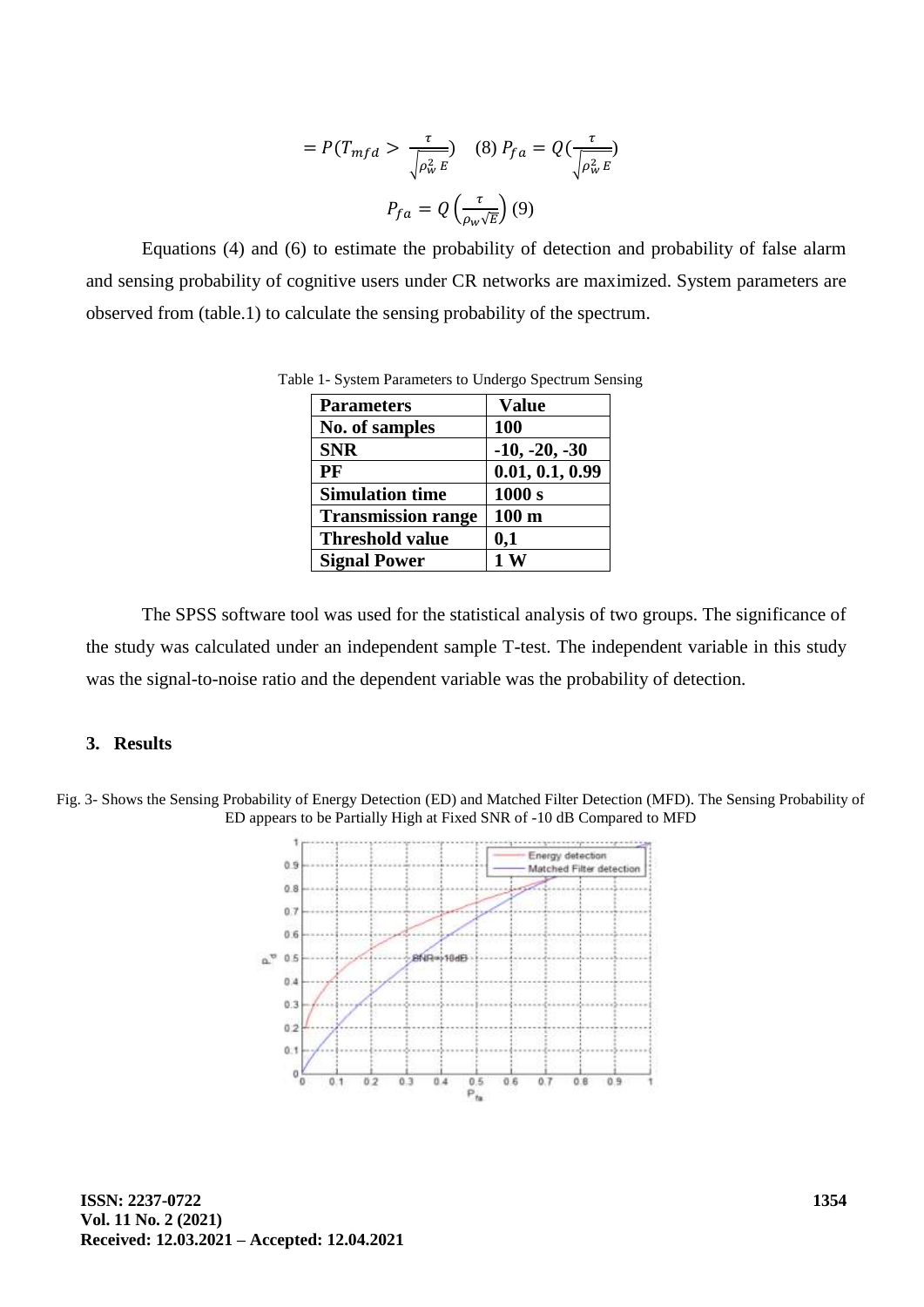$$= P(T_{mfd} > \frac{\tau}{\sqrt{\rho_w^2 E}}) \quad (8) \; P_{fa} = Q(\frac{\tau}{\sqrt{\rho_w^2 E}})$$

$$P_{fa} = Q\left(\frac{\tau}{\rho_w \sqrt{E}}\right) (9)$$

Equations (4) and (6) to estimate the probability of detection and probability of false alarm and sensing probability of cognitive users under CR networks are maximized. System parameters are observed from (table.1) to calculate the sensing probability of the spectrum.

Table 1- System Parameters to Undergo Spectrum Sensing

| **Parameters** | **Value** |
|---|---|
| **No. of samples** | **100** |
| **SNR** | **-10, -20, -30** |
| **PF** | **0.01, 0.1, 0.99** |
| **Simulation time** | **1000 s** |
| **Transmission range** | **100 m** |
| **Threshold value** | **0,1** |
| **Signal Power** | **1 W** |

The SPSS software tool was used for the statistical analysis of two groups. The significance of the study was calculated under an independent sample T-test. The independent variable in this study was the signal-to-noise ratio and the dependent variable was the probability of detection.

## 3. Results

Fig. 3- Shows the Sensing Probability of Energy Detection (ED) and Matched Filter Detection (MFD). The Sensing Probability of ED appears to be Partially High at Fixed SNR of -10 dB Compared to MFD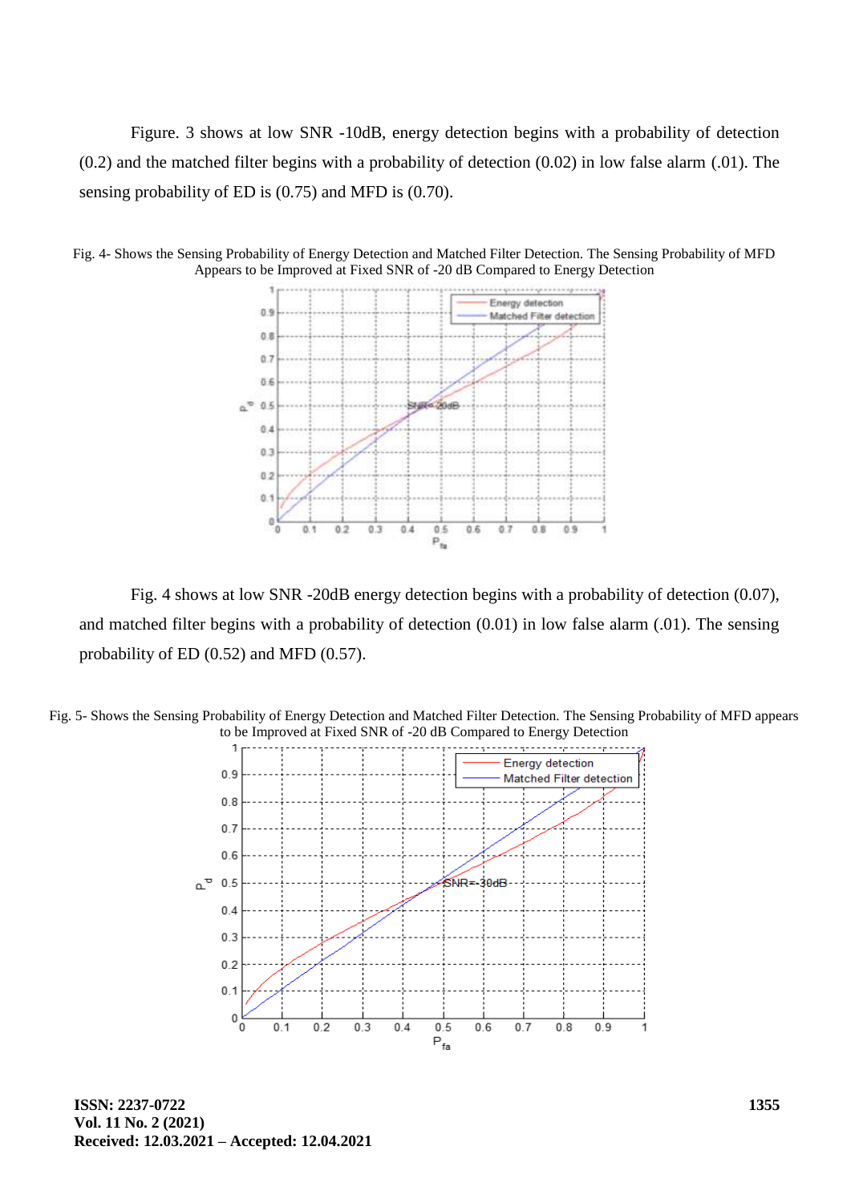Figure. 3 shows at low SNR -10dB, energy detection begins with a probability of detection (0.2) and the matched filter begins with a probability of detection (0.02) in low false alarm (.01). The sensing probability of ED is (0.75) and MFD is (0.70).

Fig. 4- Shows the Sensing Probability of Energy Detection and Matched Filter Detection. The Sensing Probability of MFD Appears to be Improved at Fixed SNR of -20 dB Compared to Energy Detection

Fig. 4 shows at low SNR -20dB energy detection begins with a probability of detection (0.07), and matched filter begins with a probability of detection (0.01) in low false alarm (.01). The sensing probability of ED (0.52) and MFD (0.57).

Fig. 5- Shows the Sensing Probability of Energy Detection and Matched Filter Detection. The Sensing Probability of MFD appears to be Improved at Fixed SNR of -20 dB Compared to Energy Detection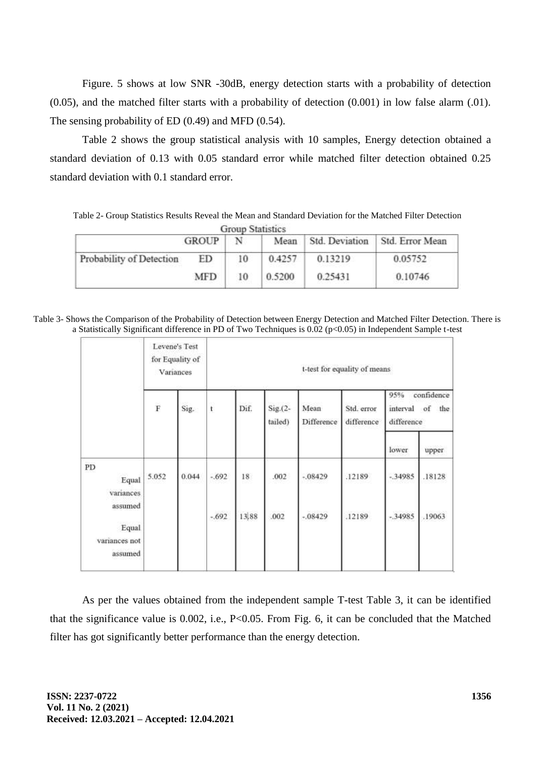Figure. 5 shows at low SNR -30dB, energy detection starts with a probability of detection (0.05), and the matched filter starts with a probability of detection (0.001) in low false alarm (.01). The sensing probability of ED (0.49) and MFD (0.54).

Table 2 shows the group statistical analysis with 10 samples, Energy detection obtained a standard deviation of 0.13 with 0.05 standard error while matched filter detection obtained 0.25 standard deviation with 0.1 standard error.

Table 2- Group Statistics Results Reveal the Mean and Standard Deviation for the Matched Filter Detection

Group Statistics

| | GROUP | N | Mean | Std. Deviation | Std. Error Mean |
|---|---|---|---|---|---|
| Probability of Detection | ED | 10 | 0.4257 | 0.13219 | 0.05752 |
| | MFD | 10 | 0.5200 | 0.25431 | 0.10746 |

Table 3- Shows the Comparison of the Probability of Detection between Energy Detection and Matched Filter Detection. There is a Statistically Significant difference in PD of Two Techniques is 0.02 (p<0.05) in Independent Sample t-test

| | Levene's Test for Equality of Variances | | t-test for equality of means | | | | | | |
|---|---|---|---|---|---|---|---|---|---|
| | F | Sig. | t | Dif. | Sig.(2-tailed) | Mean Difference | Std. error difference | 95% confidence interval of the difference | |
| | | | | | | | | lower | upper |
| PD Equal variances assumed | 5.052 | 0.044 | -.692 | 18 | .002 | -.08429 | .12189 | -.34985 | .18128 |
| Equal variances not assumed | | | -.692 | 13.88 | .002 | -.08429 | .12189 | -.34985 | .19063 |

As per the values obtained from the independent sample T-test Table 3, it can be identified that the significance value is 0.002, i.e., P<0.05. From Fig. 6, it can be concluded that the Matched filter has got significantly better performance than the energy detection.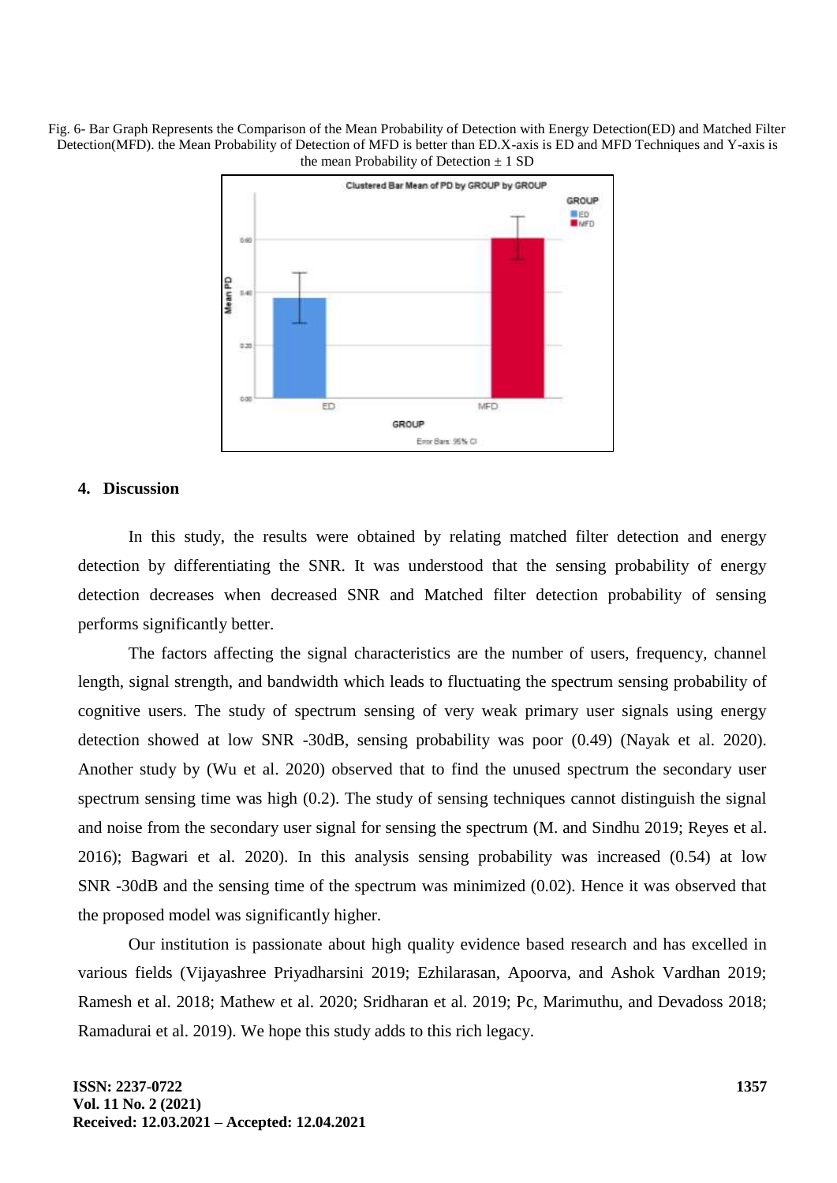Fig. 6- Bar Graph Represents the Comparison of the Mean Probability of Detection with Energy Detection(ED) and Matched Filter Detection(MFD). the Mean Probability of Detection of MFD is better than ED.X-axis is ED and MFD Techniques and Y-axis is the mean Probability of Detection ± 1 SD

## 4. Discussion

In this study, the results were obtained by relating matched filter detection and energy detection by differentiating the SNR. It was understood that the sensing probability of energy detection decreases when decreased SNR and Matched filter detection probability of sensing performs significantly better.

The factors affecting the signal characteristics are the number of users, frequency, channel length, signal strength, and bandwidth which leads to fluctuating the spectrum sensing probability of cognitive users. The study of spectrum sensing of very weak primary user signals using energy detection showed at low SNR -30dB, sensing probability was poor (0.49) (Nayak et al. 2020). Another study by (Wu et al. 2020) observed that to find the unused spectrum the secondary user spectrum sensing time was high (0.2). The study of sensing techniques cannot distinguish the signal and noise from the secondary user signal for sensing the spectrum (M. and Sindhu 2019; Reyes et al. 2016); Bagwari et al. 2020). In this analysis sensing probability was increased (0.54) at low SNR -30dB and the sensing time of the spectrum was minimized (0.02). Hence it was observed that the proposed model was significantly higher.

Our institution is passionate about high quality evidence based research and has excelled in various fields (Vijayashree Priyadharsini 2019; Ezhilarasan, Apoorva, and Ashok Vardhan 2019; Ramesh et al. 2018; Mathew et al. 2020; Sridharan et al. 2019; Pc, Marimuthu, and Devadoss 2018; Ramadurai et al. 2019). We hope this study adds to this rich legacy.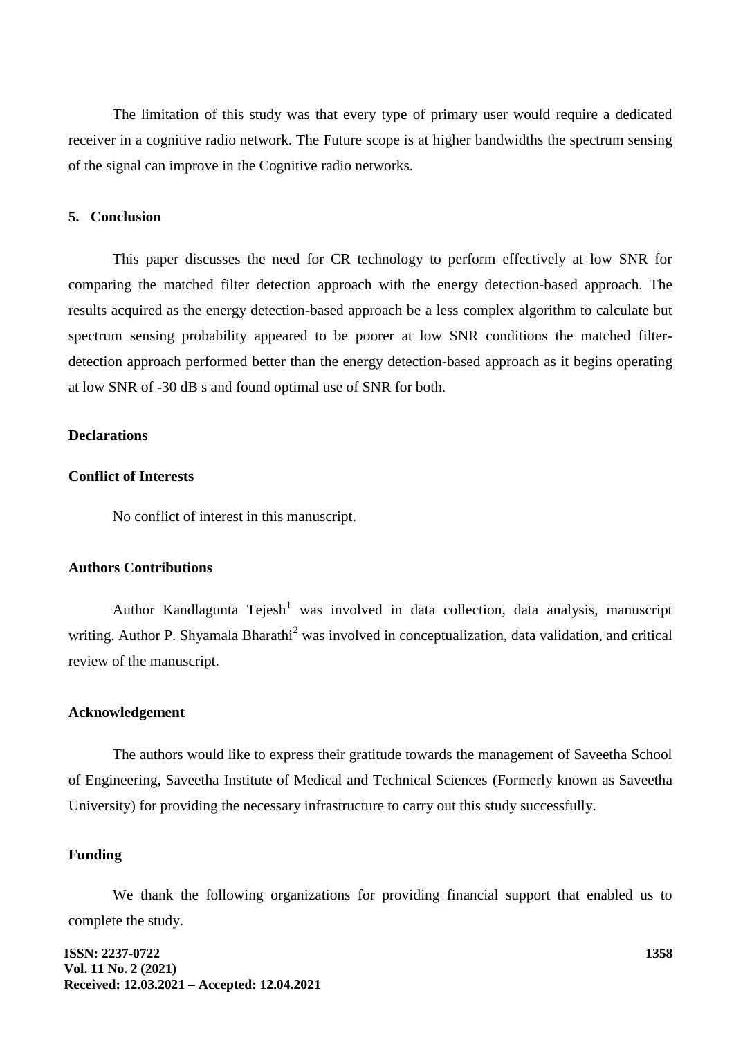The limitation of this study was that every type of primary user would require a dedicated receiver in a cognitive radio network. The Future scope is at higher bandwidths the spectrum sensing of the signal can improve in the Cognitive radio networks.

## 5. Conclusion

This paper discusses the need for CR technology to perform effectively at low SNR for comparing the matched filter detection approach with the energy detection-based approach. The results acquired as the energy detection-based approach be a less complex algorithm to calculate but spectrum sensing probability appeared to be poorer at low SNR conditions the matched filter-detection approach performed better than the energy detection-based approach as it begins operating at low SNR of -30 dB s and found optimal use of SNR for both.

## Declarations

### Conflict of Interests

No conflict of interest in this manuscript.

### Authors Contributions

Author Kandlagunta Tejesh[1] was involved in data collection, data analysis, manuscript writing. Author P. Shyamala Bharathi[2] was involved in conceptualization, data validation, and critical review of the manuscript.

### Acknowledgement

The authors would like to express their gratitude towards the management of Saveetha School of Engineering, Saveetha Institute of Medical and Technical Sciences (Formerly known as Saveetha University) for providing the necessary infrastructure to carry out this study successfully.

### Funding

We thank the following organizations for providing financial support that enabled us to complete the study.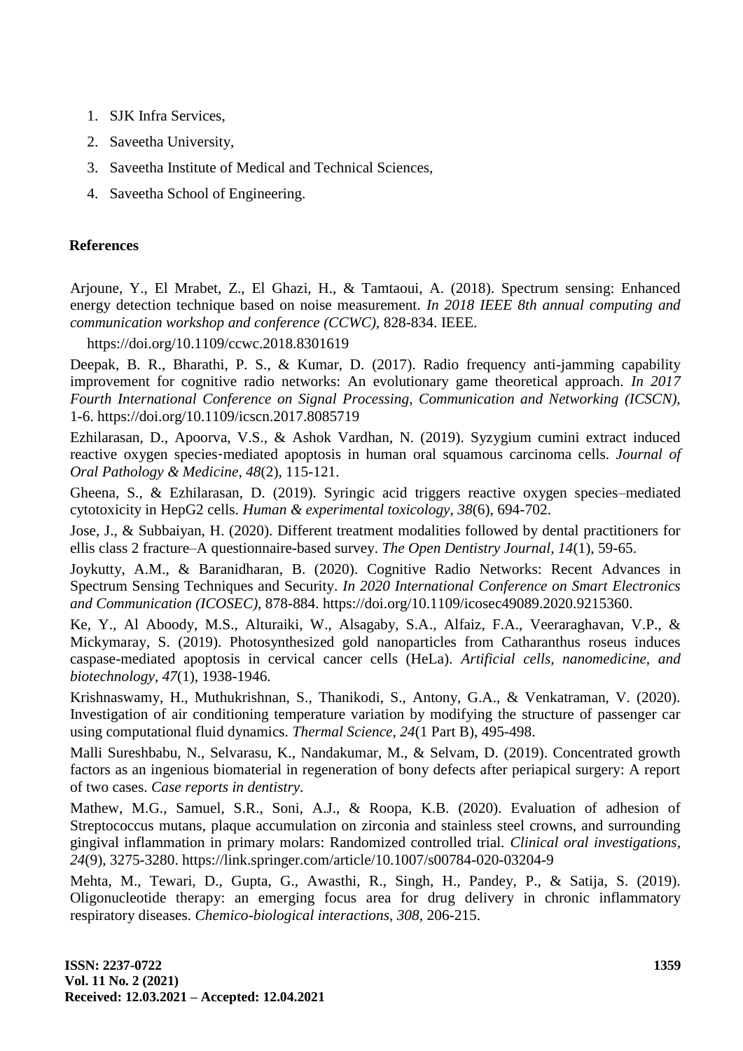1. SJK Infra Services,
2. Saveetha University,
3. Saveetha Institute of Medical and Technical Sciences,
4. Saveetha School of Engineering.

## References

Arjoune, Y., El Mrabet, Z., El Ghazi, H., & Tamtaoui, A. (2018). Spectrum sensing: Enhanced energy detection technique based on noise measurement. *In 2018 IEEE 8th annual computing and communication workshop and conference (CCWC),* 828-834. IEEE.

https://doi.org/10.1109/ccwc.2018.8301619

Deepak, B. R., Bharathi, P. S., & Kumar, D. (2017). Radio frequency anti-jamming capability improvement for cognitive radio networks: An evolutionary game theoretical approach. *In 2017 Fourth International Conference on Signal Processing, Communication and Networking (ICSCN),* 1-6. https://doi.org/10.1109/icscn.2017.8085719

Ezhilarasan, D., Apoorva, V.S., & Ashok Vardhan, N. (2019). Syzygium cumini extract induced reactive oxygen species‐mediated apoptosis in human oral squamous carcinoma cells. *Journal of Oral Pathology & Medicine, 48*(2), 115-121.

Gheena, S., & Ezhilarasan, D. (2019). Syringic acid triggers reactive oxygen species–mediated cytotoxicity in HepG2 cells. *Human & experimental toxicology, 38*(6), 694-702.

Jose, J., & Subbaiyan, H. (2020). Different treatment modalities followed by dental practitioners for ellis class 2 fracture–A questionnaire-based survey. *The Open Dentistry Journal, 14*(1), 59-65.

Joykutty, A.M., & Baranidharan, B. (2020). Cognitive Radio Networks: Recent Advances in Spectrum Sensing Techniques and Security. *In 2020 International Conference on Smart Electronics and Communication (ICOSEC),* 878-884. https://doi.org/10.1109/icosec49089.2020.9215360.

Ke, Y., Al Aboody, M.S., Alturaiki, W., Alsagaby, S.A., Alfaiz, F.A., Veeraraghavan, V.P., & Mickymaray, S. (2019). Photosynthesized gold nanoparticles from Catharanthus roseus induces caspase-mediated apoptosis in cervical cancer cells (HeLa). *Artificial cells, nanomedicine, and biotechnology, 47*(1), 1938-1946.

Krishnaswamy, H., Muthukrishnan, S., Thanikodi, S., Antony, G.A., & Venkatraman, V. (2020). Investigation of air conditioning temperature variation by modifying the structure of passenger car using computational fluid dynamics. *Thermal Science, 24*(1 Part B), 495-498.

Malli Sureshbabu, N., Selvarasu, K., Nandakumar, M., & Selvam, D. (2019). Concentrated growth factors as an ingenious biomaterial in regeneration of bony defects after periapical surgery: A report of two cases. *Case reports in dentistry*.

Mathew, M.G., Samuel, S.R., Soni, A.J., & Roopa, K.B. (2020). Evaluation of adhesion of Streptococcus mutans, plaque accumulation on zirconia and stainless steel crowns, and surrounding gingival inflammation in primary molars: Randomized controlled trial. *Clinical oral investigations, 24*(9), 3275-3280. https://link.springer.com/article/10.1007/s00784-020-03204-9

Mehta, M., Tewari, D., Gupta, G., Awasthi, R., Singh, H., Pandey, P., & Satija, S. (2019). Oligonucleotide therapy: an emerging focus area for drug delivery in chronic inflammatory respiratory diseases. *Chemico-biological interactions, 308,* 206-215.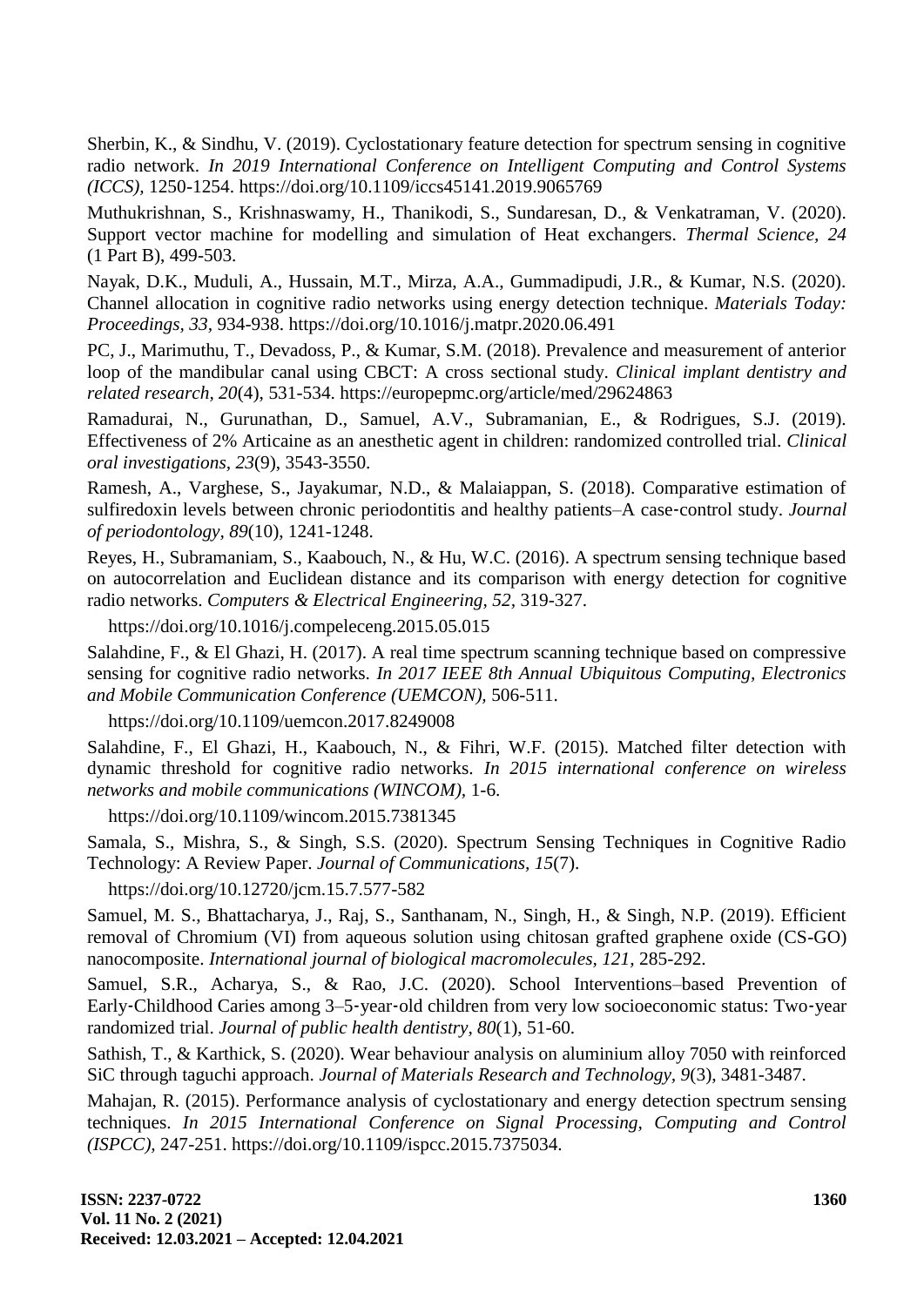Sherbin, K., & Sindhu, V. (2019). Cyclostationary feature detection for spectrum sensing in cognitive radio network. *In 2019 International Conference on Intelligent Computing and Control Systems (ICCS)*, 1250-1254. https://doi.org/10.1109/iccs45141.2019.9065769

Muthukrishnan, S., Krishnaswamy, H., Thanikodi, S., Sundaresan, D., & Venkatraman, V. (2020). Support vector machine for modelling and simulation of Heat exchangers. *Thermal Science*, *24* (1 Part B), 499-503.

Nayak, D.K., Muduli, A., Hussain, M.T., Mirza, A.A., Gummadipudi, J.R., & Kumar, N.S. (2020). Channel allocation in cognitive radio networks using energy detection technique. *Materials Today: Proceedings*, *33*, 934-938. https://doi.org/10.1016/j.matpr.2020.06.491

PC, J., Marimuthu, T., Devadoss, P., & Kumar, S.M. (2018). Prevalence and measurement of anterior loop of the mandibular canal using CBCT: A cross sectional study. *Clinical implant dentistry and related research*, *20*(4), 531-534. https://europepmc.org/article/med/29624863

Ramadurai, N., Gurunathan, D., Samuel, A.V., Subramanian, E., & Rodrigues, S.J. (2019). Effectiveness of 2% Articaine as an anesthetic agent in children: randomized controlled trial. *Clinical oral investigations*, *23*(9), 3543-3550.

Ramesh, A., Varghese, S., Jayakumar, N.D., & Malaiappan, S. (2018). Comparative estimation of sulfiredoxin levels between chronic periodontitis and healthy patients–A case‐control study. *Journal of periodontology*, *89*(10), 1241-1248.

Reyes, H., Subramaniam, S., Kaabouch, N., & Hu, W.C. (2016). A spectrum sensing technique based on autocorrelation and Euclidean distance and its comparison with energy detection for cognitive radio networks. *Computers & Electrical Engineering*, *52*, 319-327.

https://doi.org/10.1016/j.compeleceng.2015.05.015

Salahdine, F., & El Ghazi, H. (2017). A real time spectrum scanning technique based on compressive sensing for cognitive radio networks. *In 2017 IEEE 8th Annual Ubiquitous Computing, Electronics and Mobile Communication Conference (UEMCON)*, 506-511.

https://doi.org/10.1109/uemcon.2017.8249008

Salahdine, F., El Ghazi, H., Kaabouch, N., & Fihri, W.F. (2015). Matched filter detection with dynamic threshold for cognitive radio networks. *In 2015 international conference on wireless networks and mobile communications (WINCOM)*, 1-6.

https://doi.org/10.1109/wincom.2015.7381345

Samala, S., Mishra, S., & Singh, S.S. (2020). Spectrum Sensing Techniques in Cognitive Radio Technology: A Review Paper. *Journal of Communications*, *15*(7).

https://doi.org/10.12720/jcm.15.7.577-582

Samuel, M. S., Bhattacharya, J., Raj, S., Santhanam, N., Singh, H., & Singh, N.P. (2019). Efficient removal of Chromium (VI) from aqueous solution using chitosan grafted graphene oxide (CS-GO) nanocomposite. *International journal of biological macromolecules*, *121*, 285-292.

Samuel, S.R., Acharya, S., & Rao, J.C. (2020). School Interventions–based Prevention of Early‐Childhood Caries among 3–5‐year‐old children from very low socioeconomic status: Two‐year randomized trial. *Journal of public health dentistry*, *80*(1), 51-60.

Sathish, T., & Karthick, S. (2020). Wear behaviour analysis on aluminium alloy 7050 with reinforced SiC through taguchi approach. *Journal of Materials Research and Technology*, *9*(3), 3481-3487.

Mahajan, R. (2015). Performance analysis of cyclostationary and energy detection spectrum sensing techniques. *In 2015 International Conference on Signal Processing, Computing and Control (ISPCC)*, 247-251. https://doi.org/10.1109/ispcc.2015.7375034.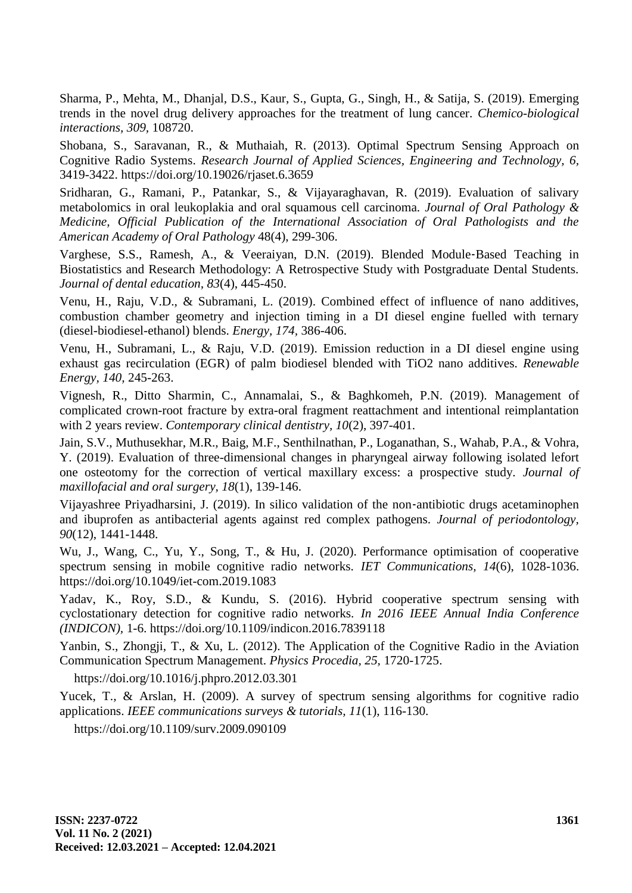Sharma, P., Mehta, M., Dhanjal, D.S., Kaur, S., Gupta, G., Singh, H., & Satija, S. (2019). Emerging trends in the novel drug delivery approaches for the treatment of lung cancer. *Chemico-biological interactions, 309,* 108720.

Shobana, S., Saravanan, R., & Muthaiah, R. (2013). Optimal Spectrum Sensing Approach on Cognitive Radio Systems. *Research Journal of Applied Sciences, Engineering and Technology, 6,* 3419-3422. https://doi.org/10.19026/rjaset.6.3659

Sridharan, G., Ramani, P., Patankar, S., & Vijayaraghavan, R. (2019). Evaluation of salivary metabolomics in oral leukoplakia and oral squamous cell carcinoma. *Journal of Oral Pathology & Medicine, Official Publication of the International Association of Oral Pathologists and the American Academy of Oral Pathology* 48(4), 299-306.

Varghese, S.S., Ramesh, A., & Veeraiyan, D.N. (2019). Blended Module‐Based Teaching in Biostatistics and Research Methodology: A Retrospective Study with Postgraduate Dental Students. *Journal of dental education, 83*(4), 445-450.

Venu, H., Raju, V.D., & Subramani, L. (2019). Combined effect of influence of nano additives, combustion chamber geometry and injection timing in a DI diesel engine fuelled with ternary (diesel-biodiesel-ethanol) blends. *Energy, 174,* 386-406.

Venu, H., Subramani, L., & Raju, V.D. (2019). Emission reduction in a DI diesel engine using exhaust gas recirculation (EGR) of palm biodiesel blended with TiO2 nano additives. *Renewable Energy, 140,* 245-263.

Vignesh, R., Ditto Sharmin, C., Annamalai, S., & Baghkomeh, P.N. (2019). Management of complicated crown-root fracture by extra-oral fragment reattachment and intentional reimplantation with 2 years review. *Contemporary clinical dentistry, 10*(2), 397-401.

Jain, S.V., Muthusekhar, M.R., Baig, M.F., Senthilnathan, P., Loganathan, S., Wahab, P.A., & Vohra, Y. (2019). Evaluation of three-dimensional changes in pharyngeal airway following isolated lefort one osteotomy for the correction of vertical maxillary excess: a prospective study. *Journal of maxillofacial and oral surgery, 18*(1), 139-146.

Vijayashree Priyadharsini, J. (2019). In silico validation of the non‐antibiotic drugs acetaminophen and ibuprofen as antibacterial agents against red complex pathogens. *Journal of periodontology, 90*(12), 1441-1448.

Wu, J., Wang, C., Yu, Y., Song, T., & Hu, J. (2020). Performance optimisation of cooperative spectrum sensing in mobile cognitive radio networks. *IET Communications, 14*(6), 1028-1036. https://doi.org/10.1049/iet-com.2019.1083

Yadav, K., Roy, S.D., & Kundu, S. (2016). Hybrid cooperative spectrum sensing with cyclostationary detection for cognitive radio networks. *In 2016 IEEE Annual India Conference (INDICON),* 1-6. https://doi.org/10.1109/indicon.2016.7839118

Yanbin, S., Zhongji, T., & Xu, L. (2012). The Application of the Cognitive Radio in the Aviation Communication Spectrum Management. *Physics Procedia, 25,* 1720-1725. https://doi.org/10.1016/j.phpro.2012.03.301

Yucek, T., & Arslan, H. (2009). A survey of spectrum sensing algorithms for cognitive radio applications. *IEEE communications surveys & tutorials, 11*(1), 116-130. https://doi.org/10.1109/surv.2009.090109